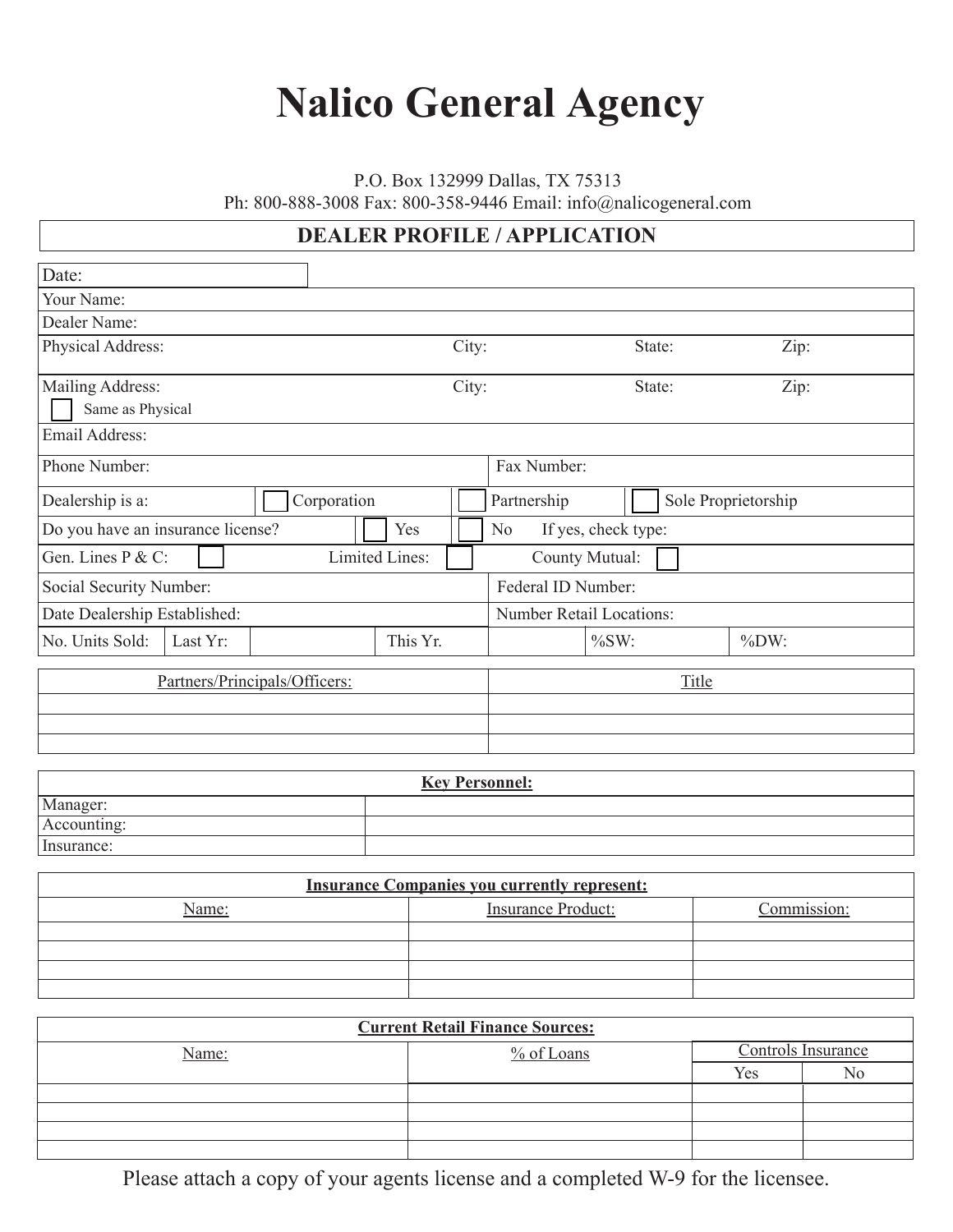# Nalico General Agency

P.O. Box 132999 Dallas, TX 75313
Ph: 800-888-3008 Fax: 800-358-9446 Email: info@nalicogeneral.com

## DEALER PROFILE / APPLICATION

Date:

Your Name:

Dealer Name:

Physical Address: City: State: Zip:

Mailing Address: City: State: Zip:
☐ Same as Physical

Email Address:

| Phone Number: | Fax Number: |
|---|---|

| Dealership is a: | ☐ Corporation | ☐ Partnership | ☐ Sole Proprietorship |
|---|---|---|---|

Do you have an insurance license? ☐ Yes ☐ No If yes, check type:

Gen. Lines P & C: ☐ Limited Lines: ☐ County Mutual: ☐

| Social Security Number: | Federal ID Number: |
|---|---|
| Date Dealership Established: | Number Retail Locations: |

| No. Units Sold: | Last Yr: | | This Yr. | | %SW: | %DW: |
|---|---|---|---|---|---|---|

| Partners/Principals/Officers: | Title |
|---|---|
| | |
| | |
| | |

| Key Personnel: | |
|---|---|
| Manager: | |
| Accounting: | |
| Insurance: | |

**Insurance Companies you currently represent:**

| Name: | Insurance Product: | Commission: |
|---|---|---|
| | | |
| | | |
| | | |
| | | |

**Current Retail Finance Sources:**

| Name: | % of Loans | Controls Insurance | |
|---|---|---|---|
| | | Yes | No |
| | | | |
| | | | |
| | | | |
| | | | |

Please attach a copy of your agents license and a completed W-9 for the licensee.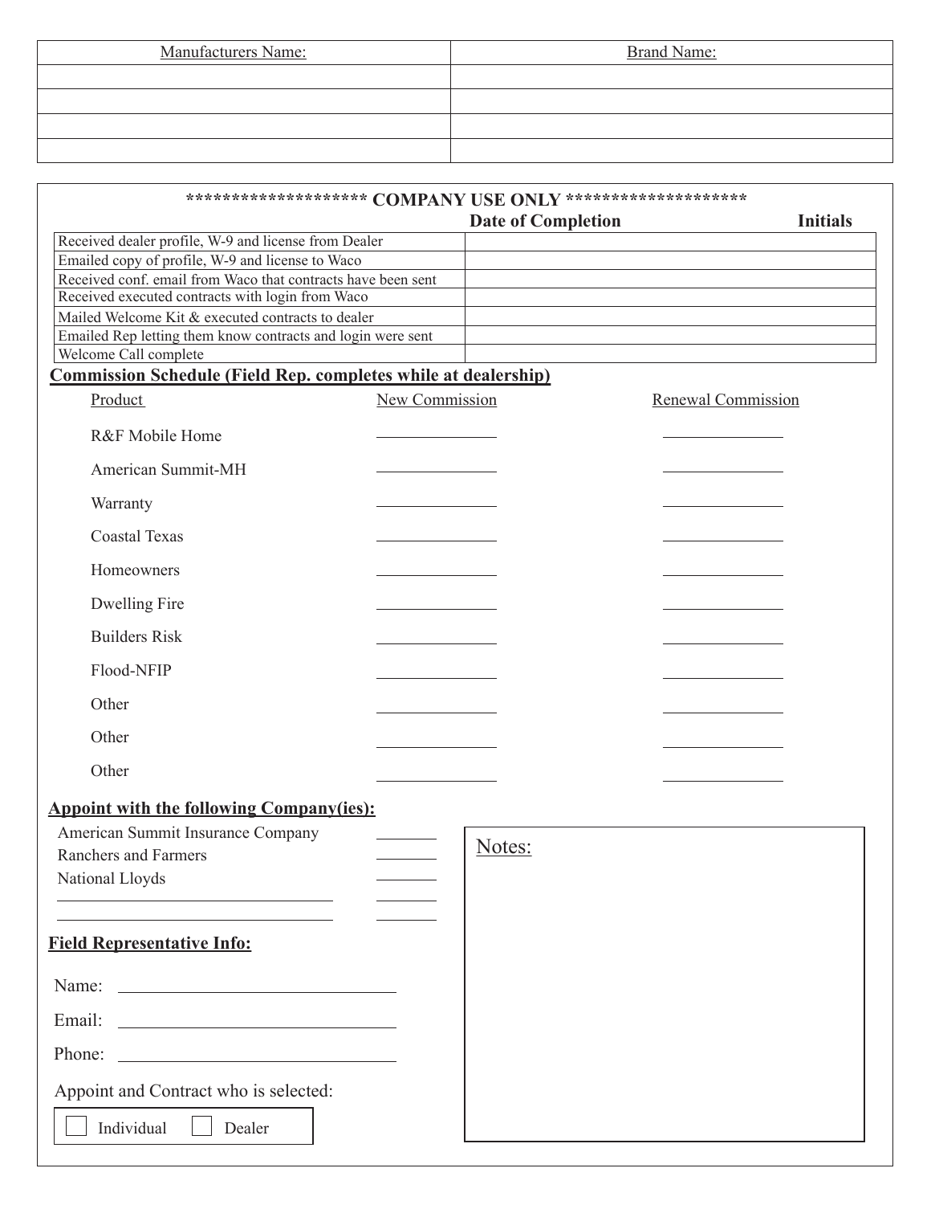| Manufacturers Name: | Brand Name: |
|---|---|
| | |
| | |
| | |
| | |

******************** COMPANY USE ONLY ********************

| | Date of Completion | Initials |
|---|---|---|
| Received dealer profile, W-9 and license from Dealer | | |
| Emailed copy of profile, W-9 and license to Waco | | |
| Received conf. email from Waco that contracts have been sent | | |
| Received executed contracts with login from Waco | | |
| Mailed Welcome Kit & executed contracts to dealer | | |
| Emailed Rep letting them know contracts and login were sent | | |
| Welcome Call complete | | |

**Commission Schedule (Field Rep. completes while at dealership)**

| Product | New Commission | Renewal Commission |
|---|---|---|
| R&F Mobile Home | | |
| American Summit-MH | | |
| Warranty | | |
| Coastal Texas | | |
| Homeowners | | |
| Dwelling Fire | | |
| Builders Risk | | |
| Flood-NFIP | | |
| Other | | |
| Other | | |
| Other | | |

**Appoint with the following Company(ies):**

| | |
|---|---|
| American Summit Insurance Company | |
| Ranchers and Farmers | |
| National Lloyds | |
| | |
| | |

**Field Representative Info:**

Name: ______________________

Email: ______________________

Phone: ______________________

Appoint and Contract who is selected:

☐ Individual ☐ Dealer

Notes: